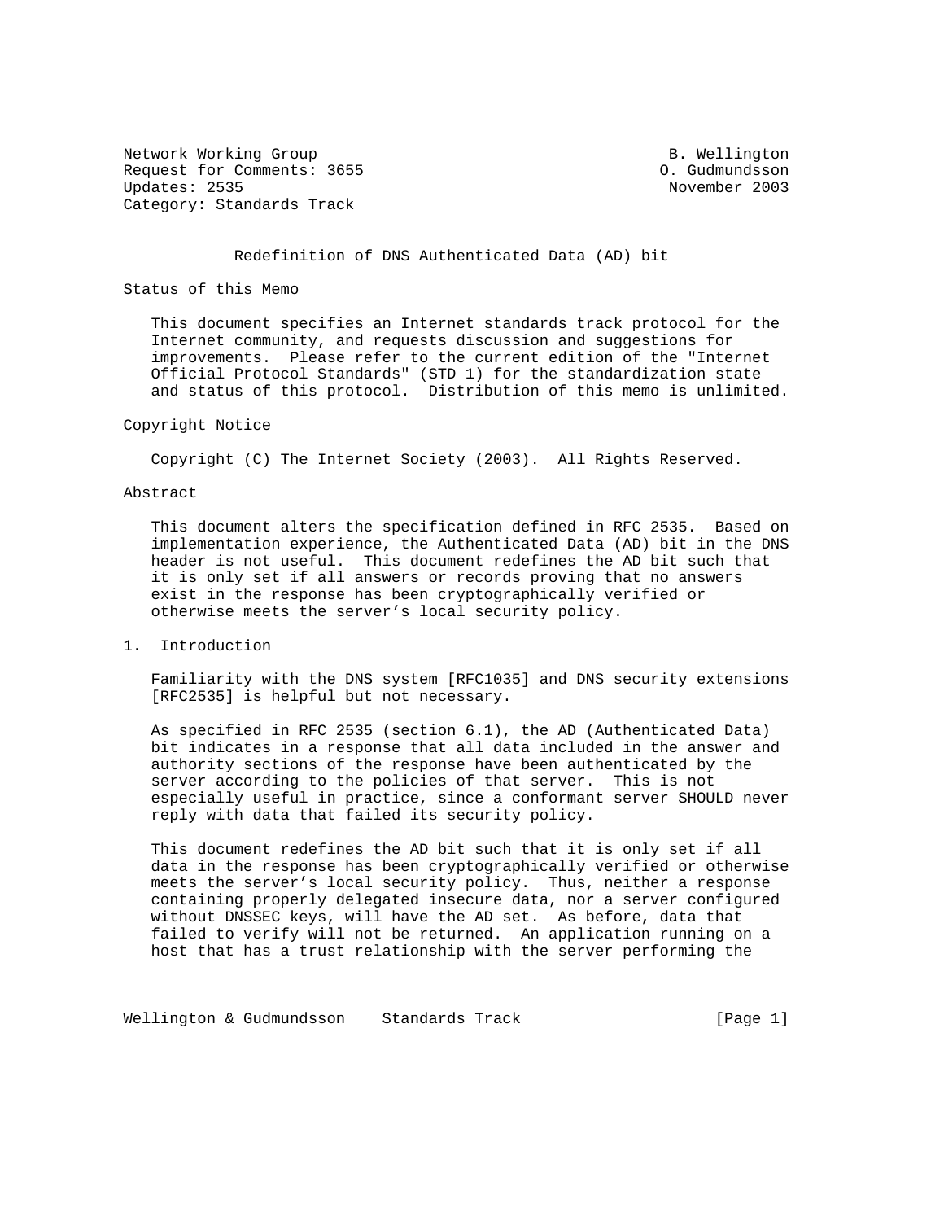Network Working Group B. Wellington
Request for Comments: 3655 O. Gudmundsson
Updates: 2535 November 2003
Category: Standards Track

# Redefinition of DNS Authenticated Data (AD) bit

## Status of this Memo

This document specifies an Internet standards track protocol for the Internet community, and requests discussion and suggestions for improvements. Please refer to the current edition of the "Internet Official Protocol Standards" (STD 1) for the standardization state and status of this protocol. Distribution of this memo is unlimited.

## Copyright Notice

Copyright (C) The Internet Society (2003). All Rights Reserved.

## Abstract

This document alters the specification defined in RFC 2535. Based on implementation experience, the Authenticated Data (AD) bit in the DNS header is not useful. This document redefines the AD bit such that it is only set if all answers or records proving that no answers exist in the response has been cryptographically verified or otherwise meets the server's local security policy.

## 1. Introduction

Familiarity with the DNS system [RFC1035] and DNS security extensions [RFC2535] is helpful but not necessary.

As specified in RFC 2535 (section 6.1), the AD (Authenticated Data) bit indicates in a response that all data included in the answer and authority sections of the response have been authenticated by the server according to the policies of that server. This is not especially useful in practice, since a conformant server SHOULD never reply with data that failed its security policy.

This document redefines the AD bit such that it is only set if all data in the response has been cryptographically verified or otherwise meets the server's local security policy. Thus, neither a response containing properly delegated insecure data, nor a server configured without DNSSEC keys, will have the AD set. As before, data that failed to verify will not be returned. An application running on a host that has a trust relationship with the server performing the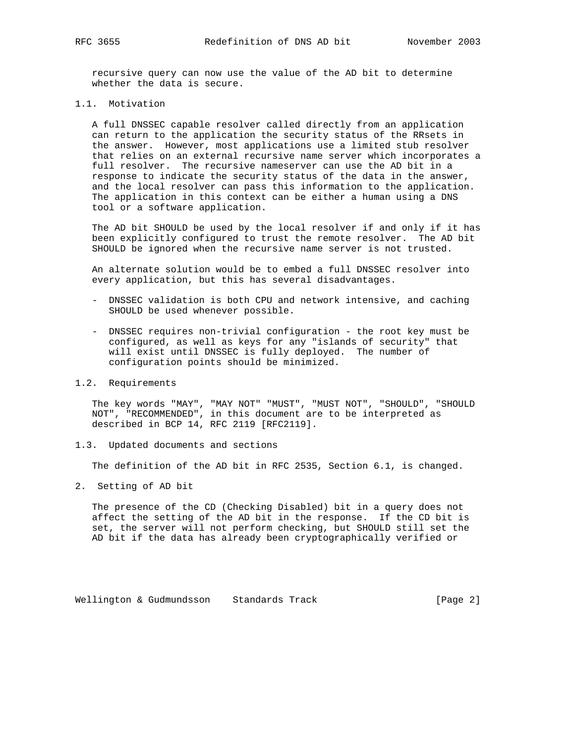recursive query can now use the value of the AD bit to determine whether the data is secure.

## 1.1. Motivation

A full DNSSEC capable resolver called directly from an application can return to the application the security status of the RRsets in the answer. However, most applications use a limited stub resolver that relies on an external recursive name server which incorporates a full resolver. The recursive nameserver can use the AD bit in a response to indicate the security status of the data in the answer, and the local resolver can pass this information to the application. The application in this context can be either a human using a DNS tool or a software application.

The AD bit SHOULD be used by the local resolver if and only if it has been explicitly configured to trust the remote resolver. The AD bit SHOULD be ignored when the recursive name server is not trusted.

An alternate solution would be to embed a full DNSSEC resolver into every application, but this has several disadvantages.

- DNSSEC validation is both CPU and network intensive, and caching SHOULD be used whenever possible.

- DNSSEC requires non-trivial configuration - the root key must be configured, as well as keys for any "islands of security" that will exist until DNSSEC is fully deployed. The number of configuration points should be minimized.

## 1.2. Requirements

The key words "MAY", "MAY NOT" "MUST", "MUST NOT", "SHOULD", "SHOULD NOT", "RECOMMENDED", in this document are to be interpreted as described in BCP 14, RFC 2119 [RFC2119].

## 1.3. Updated documents and sections

The definition of the AD bit in RFC 2535, Section 6.1, is changed.

# 2. Setting of AD bit

The presence of the CD (Checking Disabled) bit in a query does not affect the setting of the AD bit in the response. If the CD bit is set, the server will not perform checking, but SHOULD still set the AD bit if the data has already been cryptographically verified or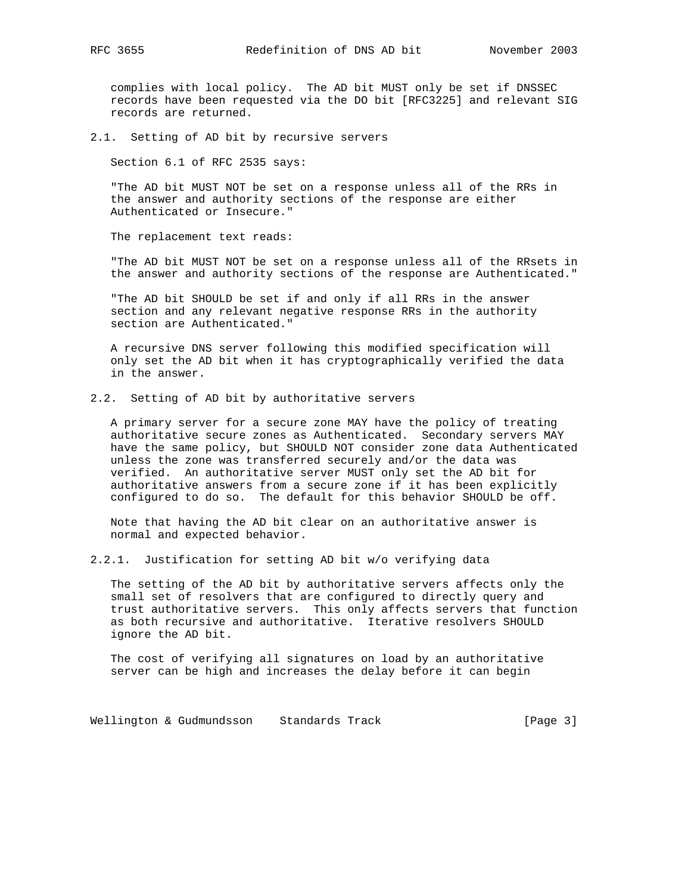complies with local policy. The AD bit MUST only be set if DNSSEC records have been requested via the DO bit [RFC3225] and relevant SIG records are returned.

### 2.1. Setting of AD bit by recursive servers

Section 6.1 of RFC 2535 says:

"The AD bit MUST NOT be set on a response unless all of the RRs in the answer and authority sections of the response are either Authenticated or Insecure."

The replacement text reads:

"The AD bit MUST NOT be set on a response unless all of the RRsets in the answer and authority sections of the response are Authenticated."

"The AD bit SHOULD be set if and only if all RRs in the answer section and any relevant negative response RRs in the authority section are Authenticated."

A recursive DNS server following this modified specification will only set the AD bit when it has cryptographically verified the data in the answer.

### 2.2. Setting of AD bit by authoritative servers

A primary server for a secure zone MAY have the policy of treating authoritative secure zones as Authenticated. Secondary servers MAY have the same policy, but SHOULD NOT consider zone data Authenticated unless the zone was transferred securely and/or the data was verified. An authoritative server MUST only set the AD bit for authoritative answers from a secure zone if it has been explicitly configured to do so. The default for this behavior SHOULD be off.

Note that having the AD bit clear on an authoritative answer is normal and expected behavior.

#### 2.2.1. Justification for setting AD bit w/o verifying data

The setting of the AD bit by authoritative servers affects only the small set of resolvers that are configured to directly query and trust authoritative servers. This only affects servers that function as both recursive and authoritative. Iterative resolvers SHOULD ignore the AD bit.

The cost of verifying all signatures on load by an authoritative server can be high and increases the delay before it can begin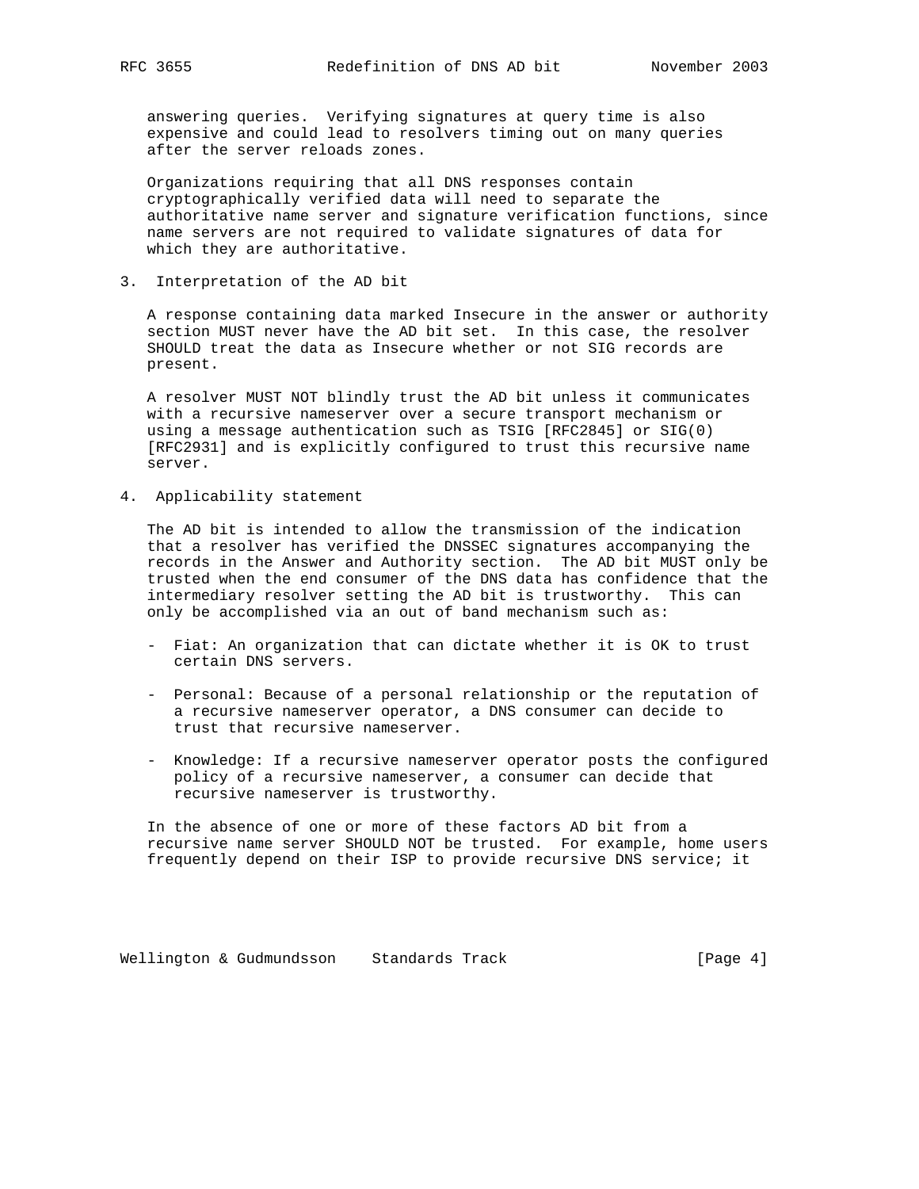answering queries. Verifying signatures at query time is also expensive and could lead to resolvers timing out on many queries after the server reloads zones.

Organizations requiring that all DNS responses contain cryptographically verified data will need to separate the authoritative name server and signature verification functions, since name servers are not required to validate signatures of data for which they are authoritative.

## 3. Interpretation of the AD bit

A response containing data marked Insecure in the answer or authority section MUST never have the AD bit set. In this case, the resolver SHOULD treat the data as Insecure whether or not SIG records are present.

A resolver MUST NOT blindly trust the AD bit unless it communicates with a recursive nameserver over a secure transport mechanism or using a message authentication such as TSIG [RFC2845] or SIG(0) [RFC2931] and is explicitly configured to trust this recursive name server.

## 4. Applicability statement

The AD bit is intended to allow the transmission of the indication that a resolver has verified the DNSSEC signatures accompanying the records in the Answer and Authority section. The AD bit MUST only be trusted when the end consumer of the DNS data has confidence that the intermediary resolver setting the AD bit is trustworthy. This can only be accomplished via an out of band mechanism such as:

- Fiat: An organization that can dictate whether it is OK to trust certain DNS servers.
- Personal: Because of a personal relationship or the reputation of a recursive nameserver operator, a DNS consumer can decide to trust that recursive nameserver.
- Knowledge: If a recursive nameserver operator posts the configured policy of a recursive nameserver, a consumer can decide that recursive nameserver is trustworthy.

In the absence of one or more of these factors AD bit from a recursive name server SHOULD NOT be trusted. For example, home users frequently depend on their ISP to provide recursive DNS service; it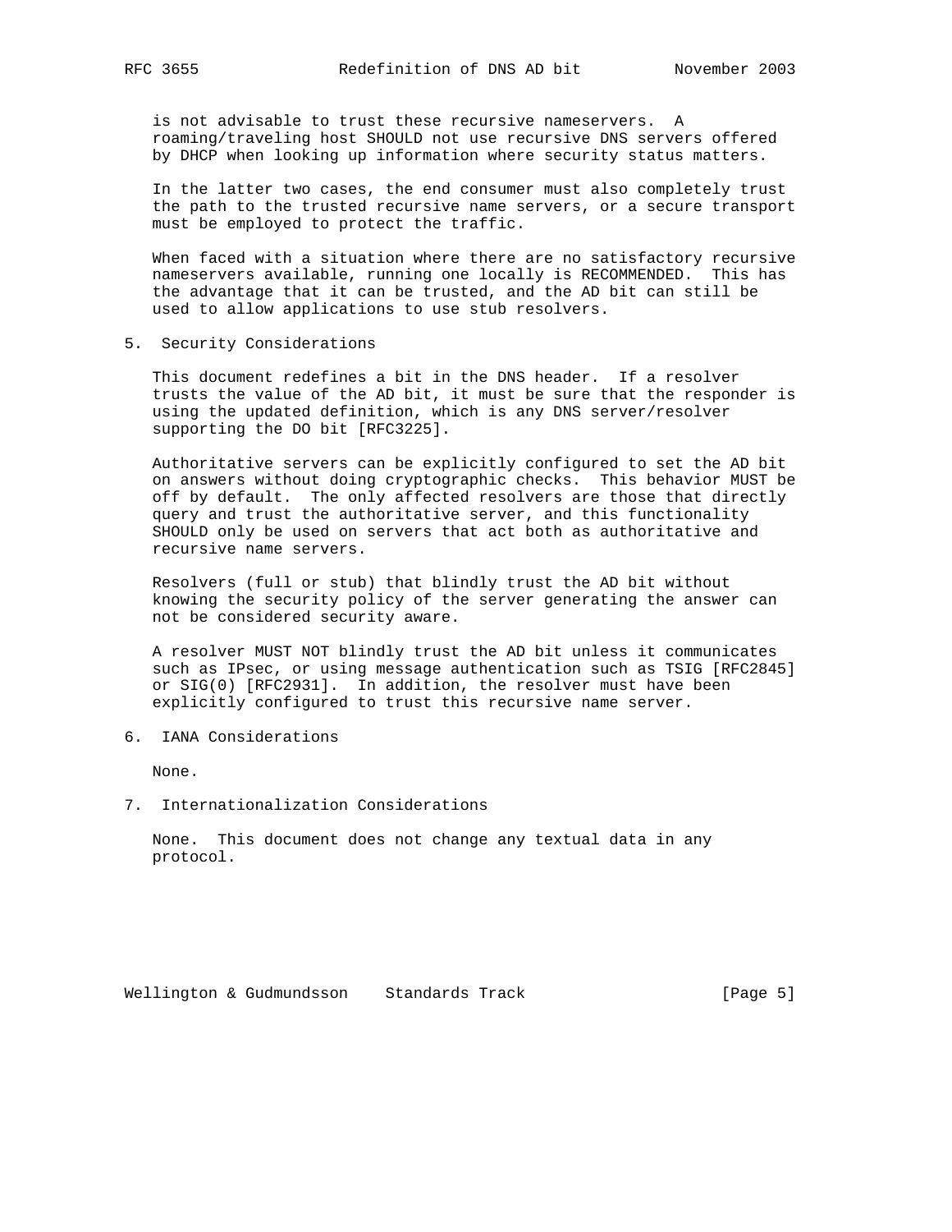is not advisable to trust these recursive nameservers. A roaming/traveling host SHOULD not use recursive DNS servers offered by DHCP when looking up information where security status matters.

In the latter two cases, the end consumer must also completely trust the path to the trusted recursive name servers, or a secure transport must be employed to protect the traffic.

When faced with a situation where there are no satisfactory recursive nameservers available, running one locally is RECOMMENDED. This has the advantage that it can be trusted, and the AD bit can still be used to allow applications to use stub resolvers.

## 5. Security Considerations

This document redefines a bit in the DNS header. If a resolver trusts the value of the AD bit, it must be sure that the responder is using the updated definition, which is any DNS server/resolver supporting the DO bit [RFC3225].

Authoritative servers can be explicitly configured to set the AD bit on answers without doing cryptographic checks. This behavior MUST be off by default. The only affected resolvers are those that directly query and trust the authoritative server, and this functionality SHOULD only be used on servers that act both as authoritative and recursive name servers.

Resolvers (full or stub) that blindly trust the AD bit without knowing the security policy of the server generating the answer can not be considered security aware.

A resolver MUST NOT blindly trust the AD bit unless it communicates such as IPsec, or using message authentication such as TSIG [RFC2845] or SIG(0) [RFC2931]. In addition, the resolver must have been explicitly configured to trust this recursive name server.

## 6. IANA Considerations

None.

## 7. Internationalization Considerations

None. This document does not change any textual data in any protocol.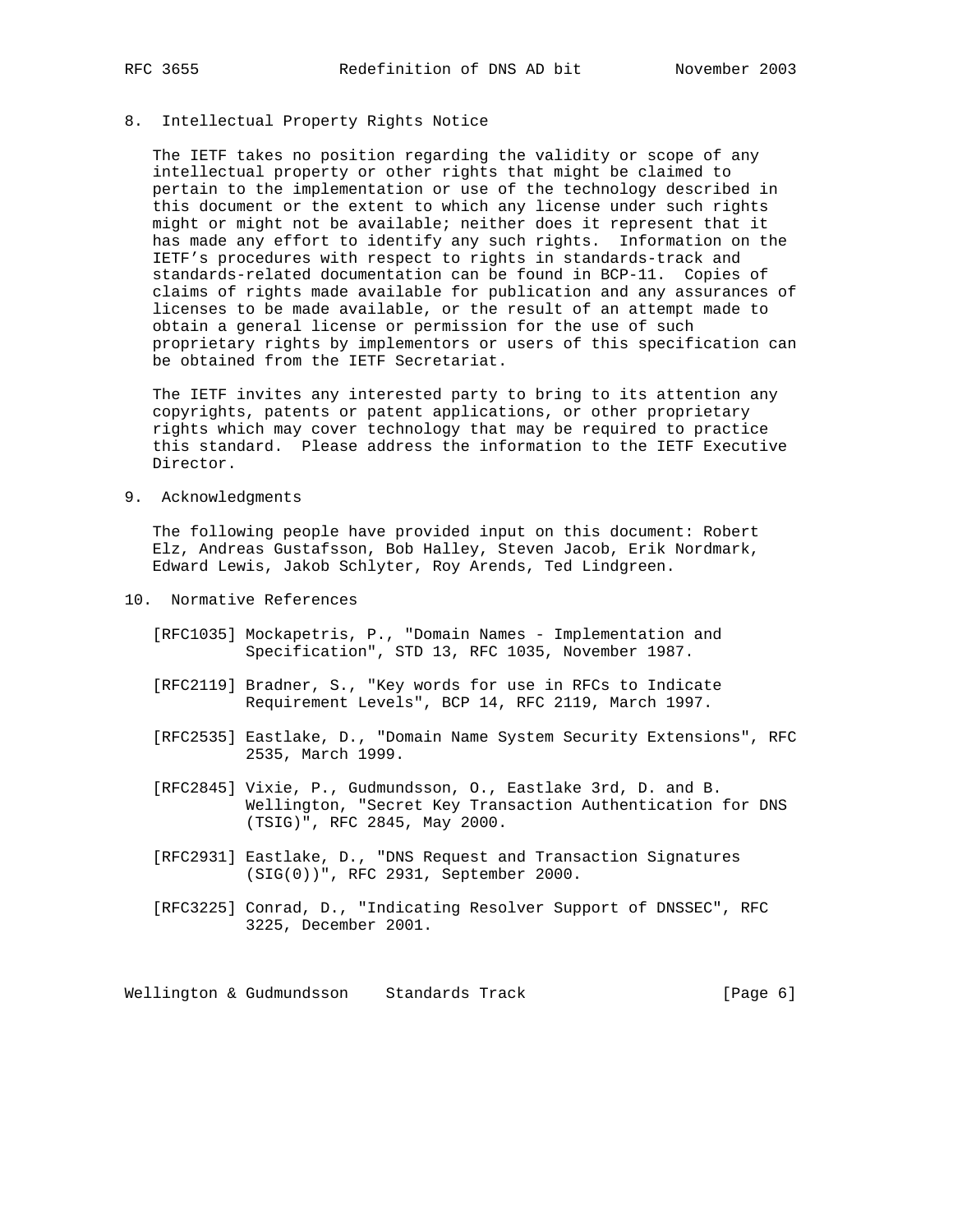## 8. Intellectual Property Rights Notice

The IETF takes no position regarding the validity or scope of any intellectual property or other rights that might be claimed to pertain to the implementation or use of the technology described in this document or the extent to which any license under such rights might or might not be available; neither does it represent that it has made any effort to identify any such rights. Information on the IETF's procedures with respect to rights in standards-track and standards-related documentation can be found in BCP-11. Copies of claims of rights made available for publication and any assurances of licenses to be made available, or the result of an attempt made to obtain a general license or permission for the use of such proprietary rights by implementors or users of this specification can be obtained from the IETF Secretariat.

The IETF invites any interested party to bring to its attention any copyrights, patents or patent applications, or other proprietary rights which may cover technology that may be required to practice this standard. Please address the information to the IETF Executive Director.

## 9. Acknowledgments

The following people have provided input on this document: Robert Elz, Andreas Gustafsson, Bob Halley, Steven Jacob, Erik Nordmark, Edward Lewis, Jakob Schlyter, Roy Arends, Ted Lindgreen.

## 10. Normative References

[RFC1035] Mockapetris, P., "Domain Names - Implementation and Specification", STD 13, RFC 1035, November 1987.

[RFC2119] Bradner, S., "Key words for use in RFCs to Indicate Requirement Levels", BCP 14, RFC 2119, March 1997.

[RFC2535] Eastlake, D., "Domain Name System Security Extensions", RFC 2535, March 1999.

[RFC2845] Vixie, P., Gudmundsson, O., Eastlake 3rd, D. and B. Wellington, "Secret Key Transaction Authentication for DNS (TSIG)", RFC 2845, May 2000.

[RFC2931] Eastlake, D., "DNS Request and Transaction Signatures (SIG(0))", RFC 2931, September 2000.

[RFC3225] Conrad, D., "Indicating Resolver Support of DNSSEC", RFC 3225, December 2001.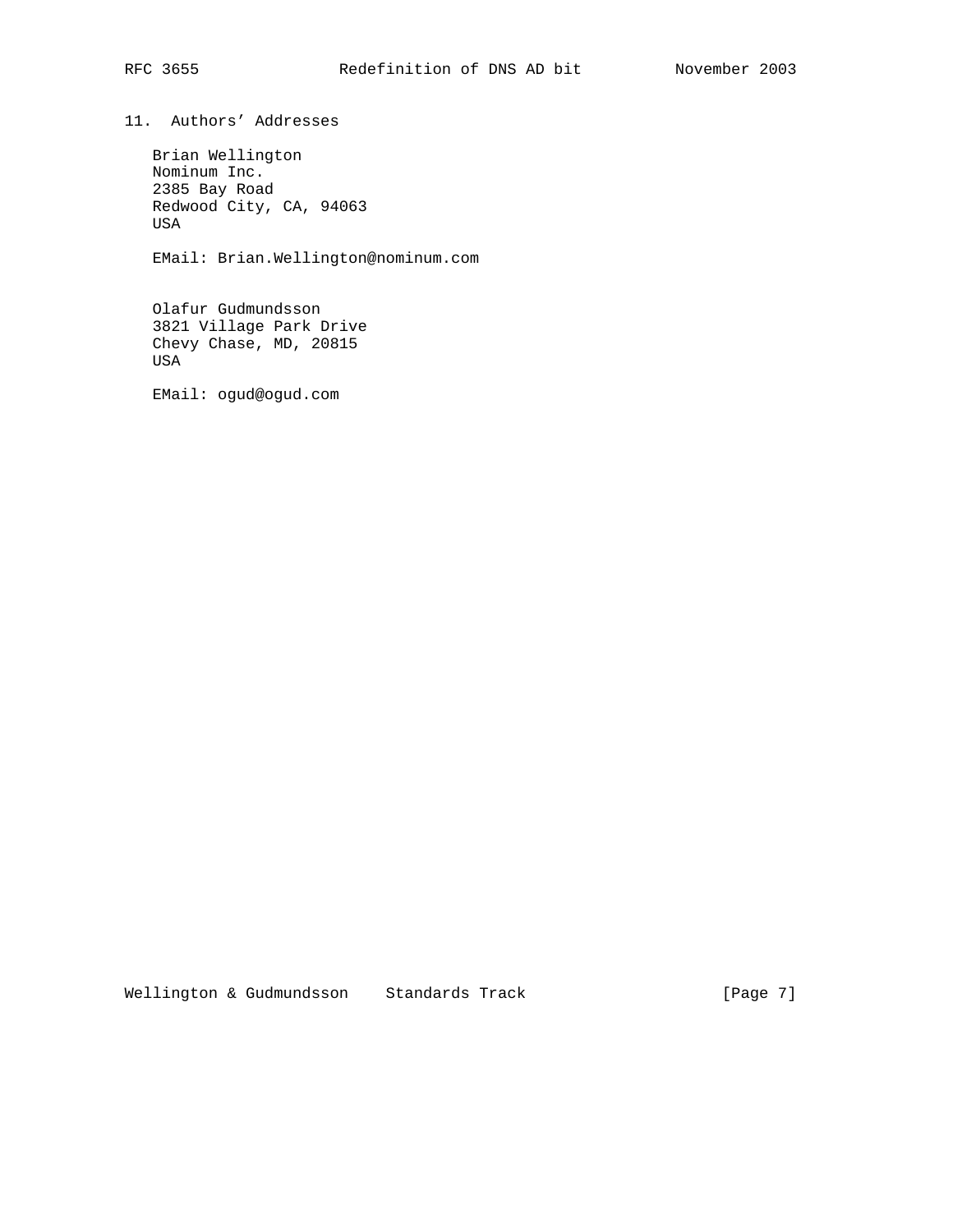## 11. Authors' Addresses

Brian Wellington
Nominum Inc.
2385 Bay Road
Redwood City, CA, 94063
USA

EMail: Brian.Wellington@nominum.com

Olafur Gudmundsson
3821 Village Park Drive
Chevy Chase, MD, 20815
USA

EMail: ogud@ogud.com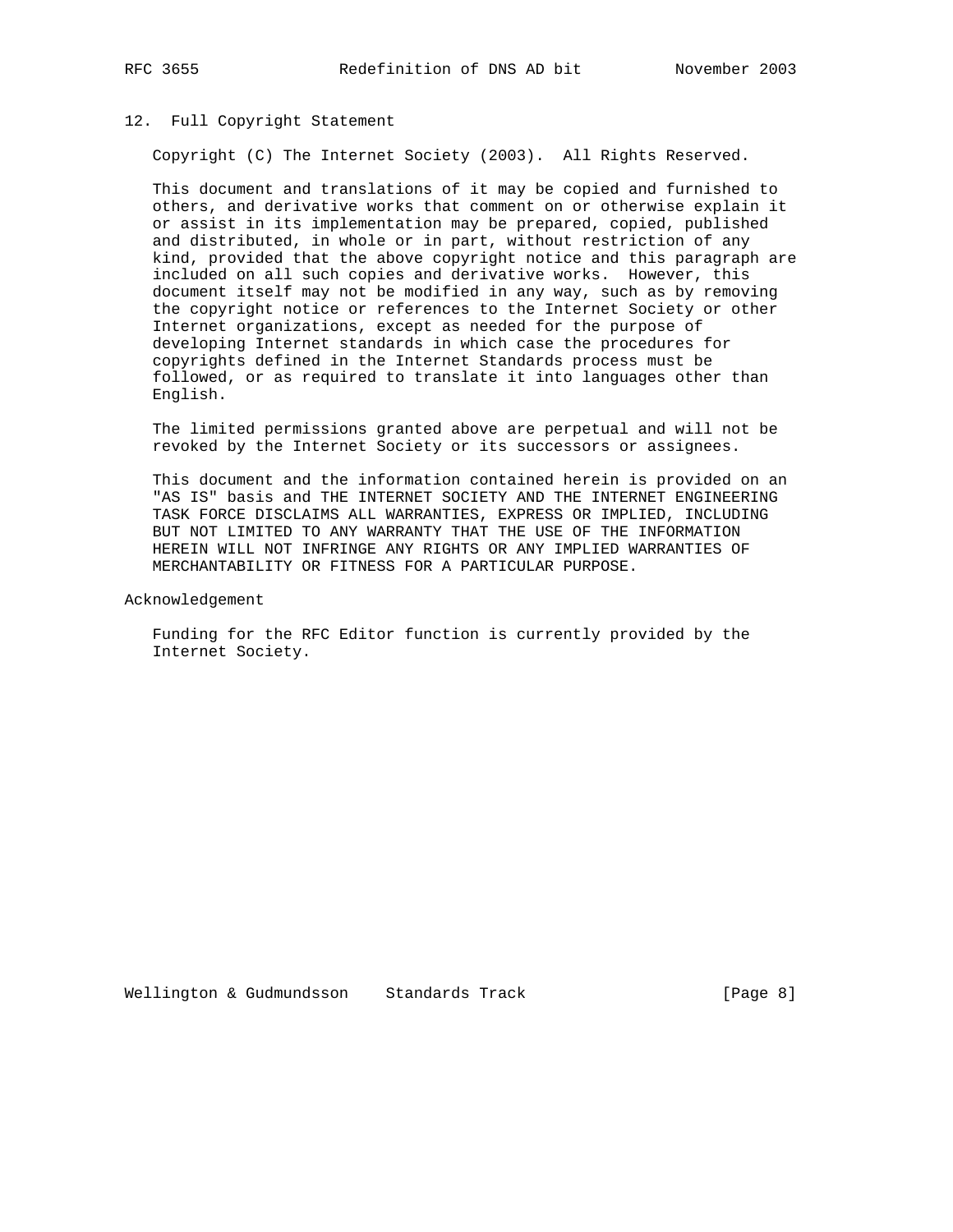## 12. Full Copyright Statement

Copyright (C) The Internet Society (2003). All Rights Reserved.

This document and translations of it may be copied and furnished to others, and derivative works that comment on or otherwise explain it or assist in its implementation may be prepared, copied, published and distributed, in whole or in part, without restriction of any kind, provided that the above copyright notice and this paragraph are included on all such copies and derivative works. However, this document itself may not be modified in any way, such as by removing the copyright notice or references to the Internet Society or other Internet organizations, except as needed for the purpose of developing Internet standards in which case the procedures for copyrights defined in the Internet Standards process must be followed, or as required to translate it into languages other than English.

The limited permissions granted above are perpetual and will not be revoked by the Internet Society or its successors or assignees.

This document and the information contained herein is provided on an "AS IS" basis and THE INTERNET SOCIETY AND THE INTERNET ENGINEERING TASK FORCE DISCLAIMS ALL WARRANTIES, EXPRESS OR IMPLIED, INCLUDING BUT NOT LIMITED TO ANY WARRANTY THAT THE USE OF THE INFORMATION HEREIN WILL NOT INFRINGE ANY RIGHTS OR ANY IMPLIED WARRANTIES OF MERCHANTABILITY OR FITNESS FOR A PARTICULAR PURPOSE.

## Acknowledgement

Funding for the RFC Editor function is currently provided by the Internet Society.